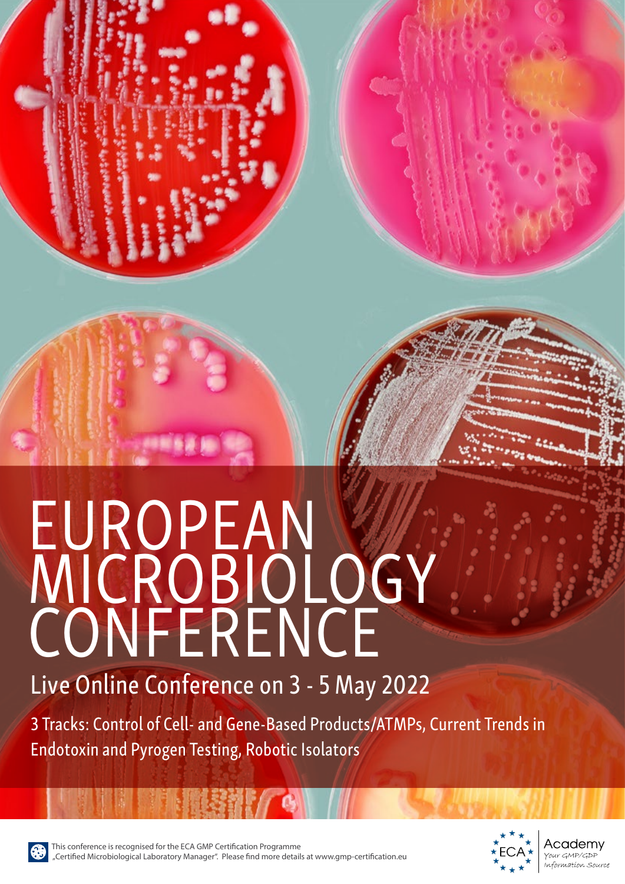# EUROPEAN MICROBIOLOGY CONFERENCE

## Live Online Conference on 3 - 5 May 2022

3 Tracks: Control of Cell- and Gene-Based Products/ATMPs, Current Trends in Endotoxin and Pyrogen Testing, Robotic Isolators

This conference is recognised for the ECA GMP Certification Programme „Certified Microbiological Laboratory Manager". Please find more details at www.gmp-certification.eu

ECA Academy
Your GMP/GDP Information Source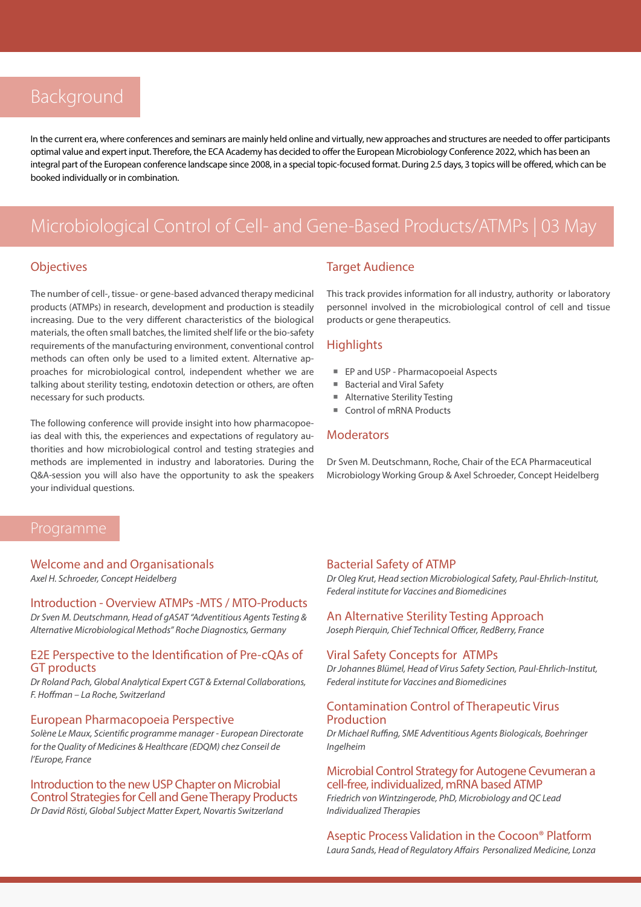## Background

In the current era, where conferences and seminars are mainly held online and virtually, new approaches and structures are needed to offer participants optimal value and expert input. Therefore, the ECA Academy has decided to offer the European Microbiology Conference 2022, which has been an integral part of the European conference landscape since 2008, in a special topic-focused format. During 2.5 days, 3 topics will be offered, which can be booked individually or in combination.

## Microbiological Control of Cell- and Gene-Based Products/ATMPs | 03 May

### Objectives

The number of cell-, tissue- or gene-based advanced therapy medicinal products (ATMPs) in research, development and production is steadily increasing. Due to the very different characteristics of the biological materials, the often small batches, the limited shelf life or the bio-safety requirements of the manufacturing environment, conventional control methods can often only be used to a limited extent. Alternative approaches for microbiological control, independent whether we are talking about sterility testing, endotoxin detection or others, are often necessary for such products.

The following conference will provide insight into how pharmacopoeias deal with this, the experiences and expectations of regulatory authorities and how microbiological control and testing strategies and methods are implemented in industry and laboratories. During the Q&A-session you will also have the opportunity to ask the speakers your individual questions.

### Target Audience

This track provides information for all industry, authority or laboratory personnel involved in the microbiological control of cell and tissue products or gene therapeutics.

### Highlights

- EP and USP - Pharmacopoeial Aspects
- Bacterial and Viral Safety
- Alternative Sterility Testing
- Control of mRNA Products

### Moderators

Dr Sven M. Deutschmann, Roche, Chair of the ECA Pharmaceutical Microbiology Working Group & Axel Schroeder, Concept Heidelberg

## Programme

### Welcome and and Organisationals
*Axel H. Schroeder, Concept Heidelberg*

### Introduction - Overview ATMPs -MTS / MTO-Products
*Dr Sven M. Deutschmann, Head of gASAT "Adventitious Agents Testing & Alternative Microbiological Methods" Roche Diagnostics, Germany*

### E2E Perspective to the Identification of Pre-cQAs of GT products
*Dr Roland Pach, Global Analytical Expert CGT & External Collaborations, F. Hoffman – La Roche, Switzerland*

### European Pharmacopoeia Perspective
*Solène Le Maux, Scientific programme manager - European Directorate for the Quality of Medicines & Healthcare (EDQM) chez Conseil de l'Europe, France*

### Introduction to the new USP Chapter on Microbial Control Strategies for Cell and Gene Therapy Products
*Dr David Rösti, Global Subject Matter Expert, Novartis Switzerland*

### Bacterial Safety of ATMP
*Dr Oleg Krut, Head section Microbiological Safety, Paul-Ehrlich-Institut, Federal institute for Vaccines and Biomedicines*

### An Alternative Sterility Testing Approach
*Joseph Pierquin, Chief Technical Officer, RedBerry, France*

### Viral Safety Concepts for ATMPs
*Dr Johannes Blümel, Head of Virus Safety Section, Paul-Ehrlich-Institut, Federal institute for Vaccines and Biomedicines*

### Contamination Control of Therapeutic Virus Production
*Dr Michael Ruffing, SME Adventitious Agents Biologicals, Boehringer Ingelheim*

### Microbial Control Strategy for Autogene Cevumeran a cell-free, individualized, mRNA based ATMP
*Friedrich von Wintzingerode, PhD, Microbiology and QC Lead Individualized Therapies*

### Aseptic Process Validation in the Cocoon® Platform
*Laura Sands, Head of Regulatory Affairs Personalized Medicine, Lonza*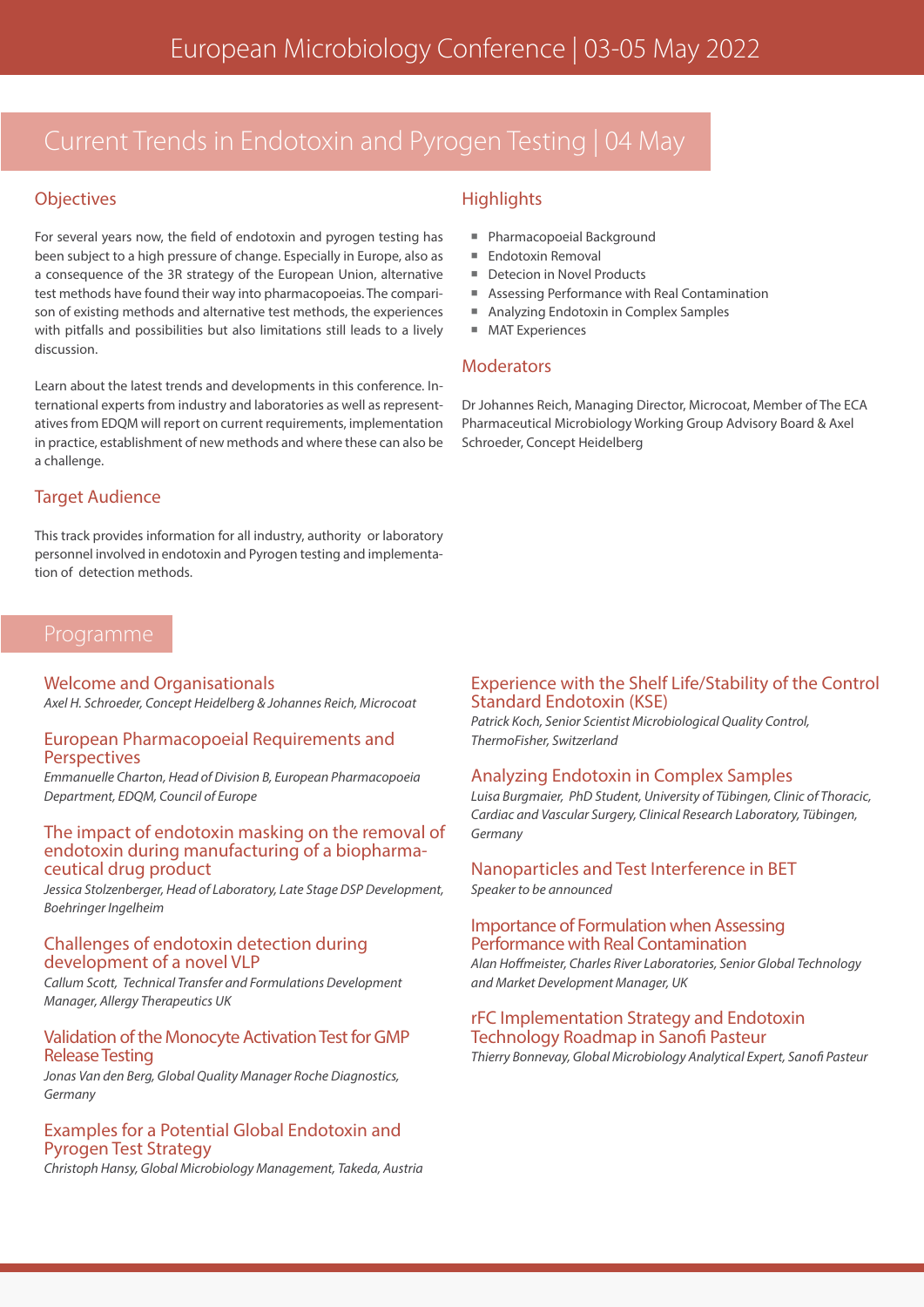# Current Trends in Endotoxin and Pyrogen Testing | 04 May

## Objectives

For several years now, the field of endotoxin and pyrogen testing has been subject to a high pressure of change. Especially in Europe, also as a consequence of the 3R strategy of the European Union, alternative test methods have found their way into pharmacopoeias. The comparison of existing methods and alternative test methods, the experiences with pitfalls and possibilities but also limitations still leads to a lively discussion.

Learn about the latest trends and developments in this conference. International experts from industry and laboratories as well as representatives from EDQM will report on current requirements, implementation in practice, establishment of new methods and where these can also be a challenge.

## Target Audience

This track provides information for all industry, authority or laboratory personnel involved in endotoxin and Pyrogen testing and implementation of detection methods.

## Highlights

- Pharmacopoeial Background
- Endotoxin Removal
- Detecion in Novel Products
- Assessing Performance with Real Contamination
- Analyzing Endotoxin in Complex Samples
- MAT Experiences

## Moderators

Dr Johannes Reich, Managing Director, Microcoat, Member of The ECA Pharmaceutical Microbiology Working Group Advisory Board & Axel Schroeder, Concept Heidelberg

## Programme

### Welcome and Organisationals

*Axel H. Schroeder, Concept Heidelberg & Johannes Reich, Microcoat*

### European Pharmacopoeial Requirements and Perspectives

*Emmanuelle Charton, Head of Division B, European Pharmacopoeia Department, EDQM, Council of Europe*

### The impact of endotoxin masking on the removal of endotoxin during manufacturing of a biopharmaceutical drug product

*Jessica Stolzenberger, Head of Laboratory, Late Stage DSP Development, Boehringer Ingelheim*

### Challenges of endotoxin detection during development of a novel VLP

*Callum Scott, Technical Transfer and Formulations Development Manager, Allergy Therapeutics UK*

### Validation of the Monocyte Activation Test for GMP Release Testing

*Jonas Van den Berg, Global Quality Manager Roche Diagnostics, Germany*

### Examples for a Potential Global Endotoxin and Pyrogen Test Strategy

*Christoph Hansy, Global Microbiology Management, Takeda, Austria*

### Experience with the Shelf Life/Stability of the Control Standard Endotoxin (KSE)

*Patrick Koch, Senior Scientist Microbiological Quality Control, ThermoFisher, Switzerland*

### Analyzing Endotoxin in Complex Samples

*Luisa Burgmaier, PhD Student, University of Tübingen, Clinic of Thoracic, Cardiac and Vascular Surgery, Clinical Research Laboratory, Tübingen, Germany*

### Nanoparticles and Test Interference in BET

*Speaker to be announced*

### Importance of Formulation when Assessing Performance with Real Contamination

*Alan Hoffmeister, Charles River Laboratories, Senior Global Technology and Market Development Manager, UK*

### rFC Implementation Strategy and Endotoxin Technology Roadmap in Sanofi Pasteur

*Thierry Bonnevay, Global Microbiology Analytical Expert, Sanofi Pasteur*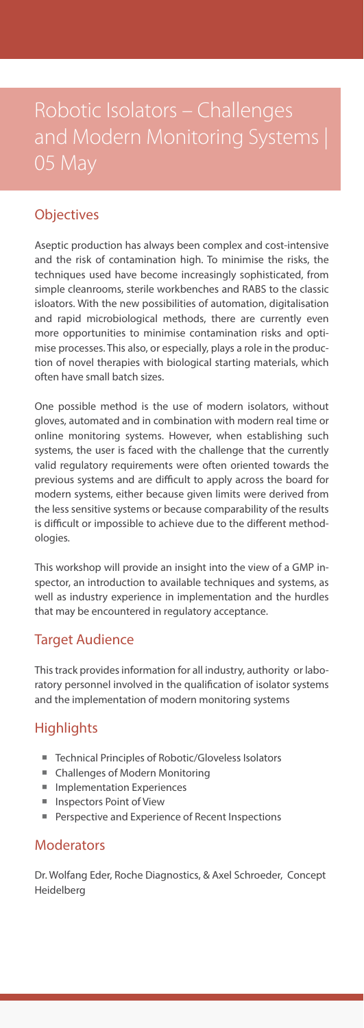# Robotic Isolators – Challenges and Modern Monitoring Systems | 05 May

## Objectives

Aseptic production has always been complex and cost-intensive and the risk of contamination high. To minimise the risks, the techniques used have become increasingly sophisticated, from simple cleanrooms, sterile workbenches and RABS to the classic isloators. With the new possibilities of automation, digitalisation and rapid microbiological methods, there are currently even more opportunities to minimise contamination risks and optimise processes. This also, or especially, plays a role in the production of novel therapies with biological starting materials, which often have small batch sizes.

One possible method is the use of modern isolators, without gloves, automated and in combination with modern real time or online monitoring systems. However, when establishing such systems, the user is faced with the challenge that the currently valid regulatory requirements were often oriented towards the previous systems and are difficult to apply across the board for modern systems, either because given limits were derived from the less sensitive systems or because comparability of the results is difficult or impossible to achieve due to the different methodologies.

This workshop will provide an insight into the view of a GMP inspector, an introduction to available techniques and systems, as well as industry experience in implementation and the hurdles that may be encountered in regulatory acceptance.

## Target Audience

This track provides information for all industry, authority or laboratory personnel involved in the qualification of isolator systems and the implementation of modern monitoring systems

## Highlights

- Technical Principles of Robotic/Gloveless Isolators
- Challenges of Modern Monitoring
- Implementation Experiences
- Inspectors Point of View
- Perspective and Experience of Recent Inspections

## Moderators

Dr. Wolfang Eder, Roche Diagnostics, & Axel Schroeder, Concept Heidelberg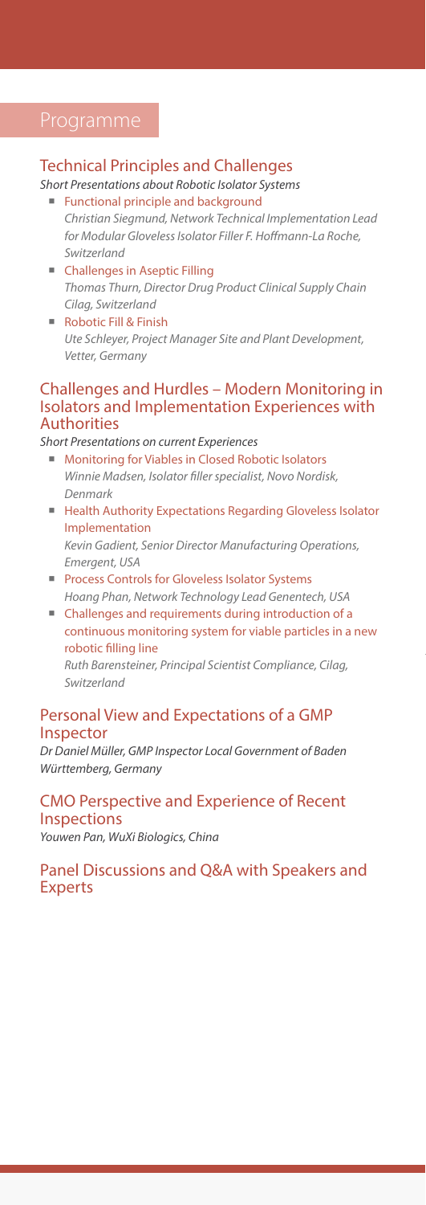# Programme

## Technical Principles and Challenges

*Short Presentations about Robotic Isolator Systems*

- Functional principle and background
  *Christian Siegmund, Network Technical Implementation Lead for Modular Gloveless Isolator Filler F. Hoffmann-La Roche, Switzerland*
- Challenges in Aseptic Filling
  *Thomas Thurn, Director Drug Product Clinical Supply Chain Cilag, Switzerland*
- Robotic Fill & Finish
  *Ute Schleyer, Project Manager Site and Plant Development, Vetter, Germany*

## Challenges and Hurdles – Modern Monitoring in Isolators and Implementation Experiences with Authorities

*Short Presentations on current Experiences*

- Monitoring for Viables in Closed Robotic Isolators
  *Winnie Madsen, Isolator filler specialist, Novo Nordisk, Denmark*
- Health Authority Expectations Regarding Gloveless Isolator Implementation
  *Kevin Gadient, Senior Director Manufacturing Operations, Emergent, USA*
- Process Controls for Gloveless Isolator Systems
  *Hoang Phan, Network Technology Lead Genentech, USA*
- Challenges and requirements during introduction of a continuous monitoring system for viable particles in a new robotic filling line
  *Ruth Barensteiner, Principal Scientist Compliance, Cilag, Switzerland*

## Personal View and Expectations of a GMP Inspector

*Dr Daniel Müller, GMP Inspector Local Government of Baden Württemberg, Germany*

## CMO Perspective and Experience of Recent Inspections

*Youwen Pan, WuXi Biologics, China*

## Panel Discussions and Q&A with Speakers and Experts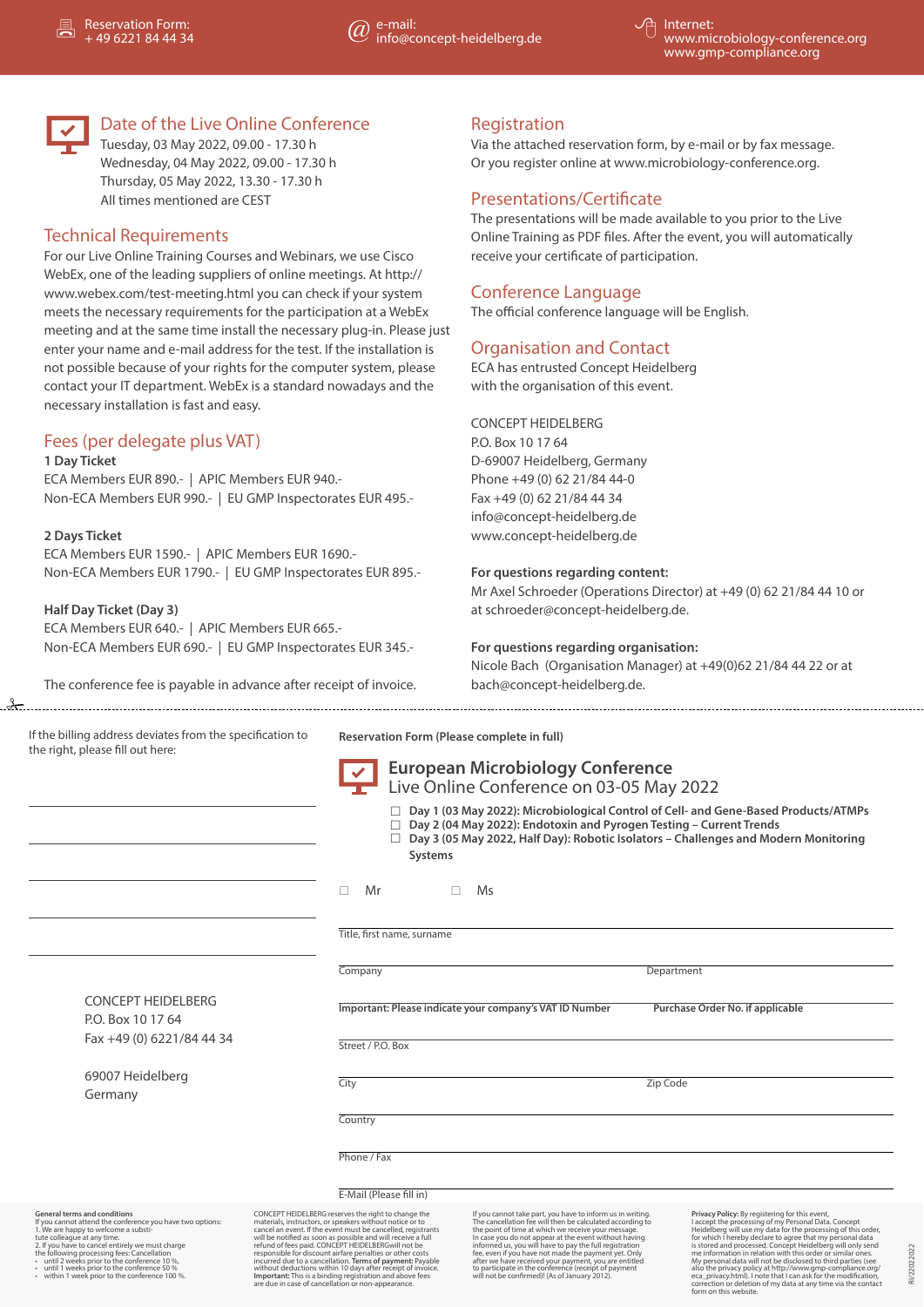Reservation Form:
+ 49 6221 84 44 34

e-mail:
info@concept-heidelberg.de

Internet:
www.microbiology-conference.org
www.gmp-compliance.org

## Date of the Live Online Conference

Tuesday, 03 May 2022, 09.00 - 17.30 h
Wednesday, 04 May 2022, 09.00 - 17.30 h
Thursday, 05 May 2022, 13.30 - 17.30 h
All times mentioned are CEST

## Technical Requirements

For our Live Online Training Courses and Webinars, we use Cisco WebEx, one of the leading suppliers of online meetings. At http://www.webex.com/test-meeting.html you can check if your system meets the necessary requirements for the participation at a WebEx meeting and at the same time install the necessary plug-in. Please just enter your name and e-mail address for the test. If the installation is not possible because of your rights for the computer system, please contact your IT department. WebEx is a standard nowadays and the necessary installation is fast and easy.

## Fees (per delegate plus VAT)

**1 Day Ticket**
ECA Members EUR 890.- | APIC Members EUR 940.-
Non-ECA Members EUR 990.- | EU GMP Inspectorates EUR 495.-

**2 Days Ticket**
ECA Members EUR 1590.- | APIC Members EUR 1690.-
Non-ECA Members EUR 1790.- | EU GMP Inspectorates EUR 895.-

**Half Day Ticket (Day 3)**
ECA Members EUR 640.- | APIC Members EUR 665.-
Non-ECA Members EUR 690.- | EU GMP Inspectorates EUR 345.-

The conference fee is payable in advance after receipt of invoice.

## Registration

Via the attached reservation form, by e-mail or by fax message. Or you register online at www.microbiology-conference.org.

## Presentations/Certificate

The presentations will be made available to you prior to the Live Online Training as PDF files. After the event, you will automatically receive your certificate of participation.

## Conference Language

The official conference language will be English.

## Organisation and Contact

ECA has entrusted Concept Heidelberg with the organisation of this event.

CONCEPT HEIDELBERG
P.O. Box 10 17 64
D-69007 Heidelberg, Germany
Phone +49 (0) 62 21/84 44-0
Fax +49 (0) 62 21/84 44 34
info@concept-heidelberg.de
www.concept-heidelberg.de

**For questions regarding content:**
Mr Axel Schroeder (Operations Director) at +49 (0) 62 21/84 44 10 or at schroeder@concept-heidelberg.de.

**For questions regarding organisation:**
Nicole Bach (Organisation Manager) at +49(0)62 21/84 44 22 or at bach@concept-heidelberg.de.

---

If the billing address deviates from the specification to the right, please fill out here:

CONCEPT HEIDELBERG
P.O. Box 10 17 64
Fax +49 (0) 6221/84 44 34

69007 Heidelberg
Germany

**Reservation Form (Please complete in full)**

## European Microbiology Conference
Live Online Conference on 03-05 May 2022

- ☐ **Day 1 (03 May 2022): Microbiological Control of Cell- and Gene-Based Products/ATMPs**
- ☐ **Day 2 (04 May 2022): Endotoxin and Pyrogen Testing – Current Trends**
- ☐ **Day 3 (05 May 2022, Half Day): Robotic Isolators – Challenges and Modern Monitoring Systems**

☐ Mr ☐ Ms

Title, first name, surname

Company | Department

**Important: Please indicate your company's VAT ID Number** | **Purchase Order No. if applicable**

Street / P.O. Box

City | Zip Code

Country

Phone / Fax

E-Mail (Please fill in)

**General terms and conditions**
If you cannot attend the conference you have two options:
1. We are happy to welcome a substitute colleague at any time.
2. If you have to cancel entirely we must charge the following processing fees: Cancellation
- until 2 weeks prior to the conference 10 %,
- until 1 weeks prior to the conference 50 %
- within 1 week prior to the conference 100 %.

CONCEPT HEIDELBERG reserves the right to change the materials, instructors, or speakers without notice or to cancel an event. If the event must be cancelled, registrants will be notified as soon as possible and will receive a full refund of fees paid. CONCEPT HEIDELBERG will not be responsible for discount airfare penalties or other costs incurred due to a cancellation. **Terms of payment:** Payable without deductions within 10 days after receipt of invoice. **Important:** This is a binding registration and above fees are due in case of cancellation or non-appearance.

If you cannot take part, you have to inform us in writing. The cancellation fee will then be calculated according to the point of time at which we receive your message. In case you do not appear at the event without having informed us, you will have to pay the full registration fee, even if you have not made the payment yet. Only after we have received your payment, you are entitled to participate in the conference (receipt of payment will not be confirmed)! (As of January 2012).

**Privacy Policy:** By registering for this event, I accept the processing of my Personal Data. Concept Heidelberg will use my data for the processing of this order, for which I hereby declare to agree that my personal data is stored and processed. Concept Heidelberg will only send me information in relation with this order or similar ones. My personal data will not be disclosed to third parties (see also the privacy policy at http://www.gmp-compliance.org/eca_privacy.html). I note that I can ask for the modification, correction or deletion of my data at any time via the contact form on this website.

RI/22022022